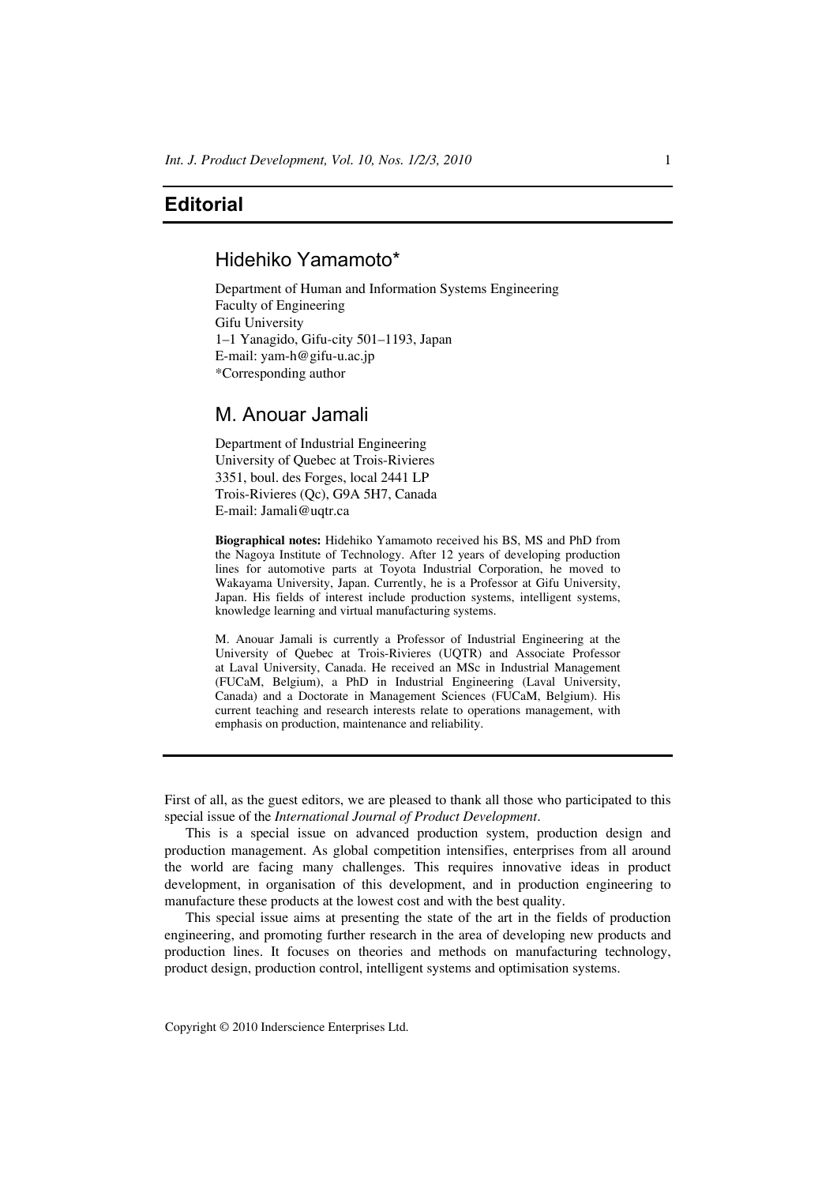# Editorial

## Hidehiko Yamamoto*

Department of Human and Information Systems Engineering
Faculty of Engineering
Gifu University
1–1 Yanagido, Gifu-city 501–1193, Japan
E-mail: yam-h@gifu-u.ac.jp
*Corresponding author

## M. Anouar Jamali

Department of Industrial Engineering
University of Quebec at Trois-Rivieres
3351, boul. des Forges, local 2441 LP
Trois-Rivieres (Qc), G9A 5H7, Canada
E-mail: Jamali@uqtr.ca

**Biographical notes:** Hidehiko Yamamoto received his BS, MS and PhD from the Nagoya Institute of Technology. After 12 years of developing production lines for automotive parts at Toyota Industrial Corporation, he moved to Wakayama University, Japan. Currently, he is a Professor at Gifu University, Japan. His fields of interest include production systems, intelligent systems, knowledge learning and virtual manufacturing systems.

M. Anouar Jamali is currently a Professor of Industrial Engineering at the University of Quebec at Trois-Rivieres (UQTR) and Associate Professor at Laval University, Canada. He received an MSc in Industrial Management (FUCaM, Belgium), a PhD in Industrial Engineering (Laval University, Canada) and a Doctorate in Management Sciences (FUCaM, Belgium). His current teaching and research interests relate to operations management, with emphasis on production, maintenance and reliability.

---

First of all, as the guest editors, we are pleased to thank all those who participated to this special issue of the *International Journal of Product Development*.

This is a special issue on advanced production system, production design and production management. As global competition intensifies, enterprises from all around the world are facing many challenges. This requires innovative ideas in product development, in organisation of this development, and in production engineering to manufacture these products at the lowest cost and with the best quality.

This special issue aims at presenting the state of the art in the fields of production engineering, and promoting further research in the area of developing new products and production lines. It focuses on theories and methods on manufacturing technology, product design, production control, intelligent systems and optimisation systems.

Copyright © 2010 Inderscience Enterprises Ltd.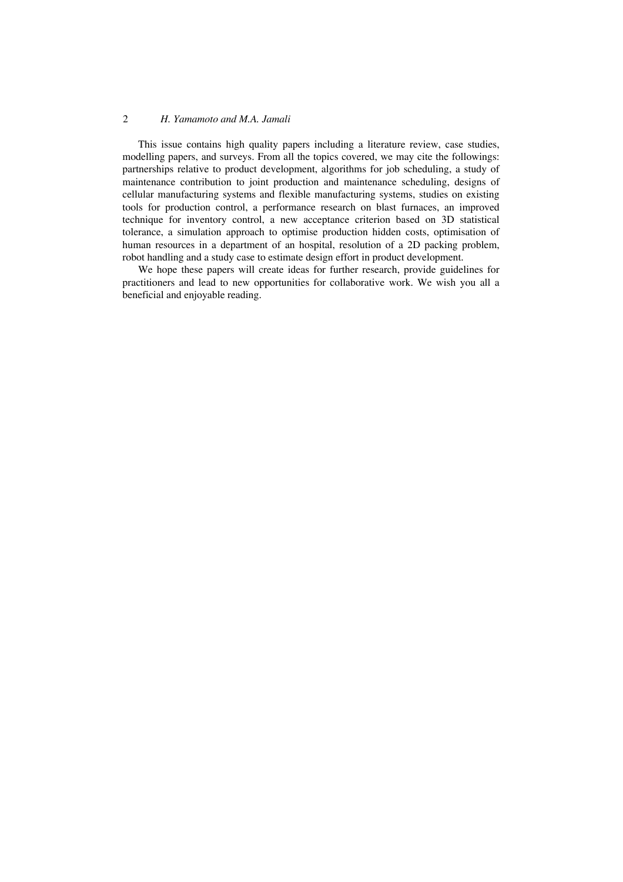This issue contains high quality papers including a literature review, case studies, modelling papers, and surveys. From all the topics covered, we may cite the followings: partnerships relative to product development, algorithms for job scheduling, a study of maintenance contribution to joint production and maintenance scheduling, designs of cellular manufacturing systems and flexible manufacturing systems, studies on existing tools for production control, a performance research on blast furnaces, an improved technique for inventory control, a new acceptance criterion based on 3D statistical tolerance, a simulation approach to optimise production hidden costs, optimisation of human resources in a department of an hospital, resolution of a 2D packing problem, robot handling and a study case to estimate design effort in product development.

We hope these papers will create ideas for further research, provide guidelines for practitioners and lead to new opportunities for collaborative work. We wish you all a beneficial and enjoyable reading.